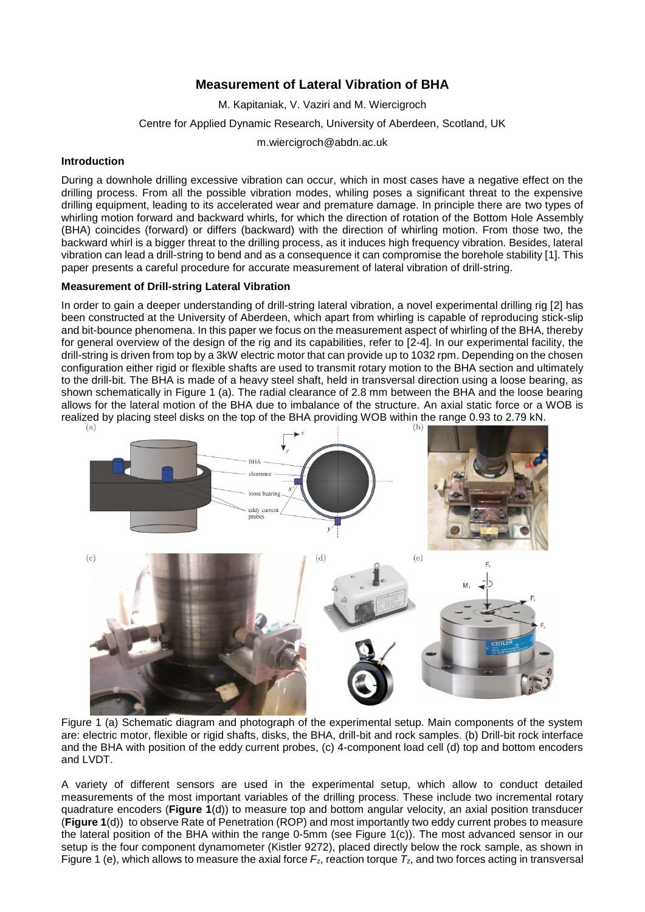# Measurement of Lateral Vibration of BHA

M. Kapitaniak, V. Vaziri and M. Wiercigroch

Centre for Applied Dynamic Research, University of Aberdeen, Scotland, UK

m.wiercigroch@abdn.ac.uk

## Introduction

During a downhole drilling excessive vibration can occur, which in most cases have a negative effect on the drilling process. From all the possible vibration modes, whiling poses a significant threat to the expensive drilling equipment, leading to its accelerated wear and premature damage. In principle there are two types of whirling motion forward and backward whirls, for which the direction of rotation of the Bottom Hole Assembly (BHA) coincides (forward) or differs (backward) with the direction of whirling motion. From those two, the backward whirl is a bigger threat to the drilling process, as it induces high frequency vibration. Besides, lateral vibration can lead a drill-string to bend and as a consequence it can compromise the borehole stability [1]. This paper presents a careful procedure for accurate measurement of lateral vibration of drill-string.

## Measurement of Drill-string Lateral Vibration

In order to gain a deeper understanding of drill-string lateral vibration, a novel experimental drilling rig [2] has been constructed at the University of Aberdeen, which apart from whirling is capable of reproducing stick-slip and bit-bounce phenomena. In this paper we focus on the measurement aspect of whirling of the BHA, thereby for general overview of the design of the rig and its capabilities, refer to [2-4]. In our experimental facility, the drill-string is driven from top by a 3kW electric motor that can provide up to 1032 rpm. Depending on the chosen configuration either rigid or flexible shafts are used to transmit rotary motion to the BHA section and ultimately to the drill-bit. The BHA is made of a heavy steel shaft, held in transversal direction using a loose bearing, as shown schematically in Figure 1 (a). The radial clearance of 2.8 mm between the BHA and the loose bearing allows for the lateral motion of the BHA due to imbalance of the structure. An axial static force or a WOB is realized by placing steel disks on the top of the BHA providing WOB within the range 0.93 to 2.79 kN.

Figure 1 (a) Schematic diagram and photograph of the experimental setup. Main components of the system are: electric motor, flexible or rigid shafts, disks, the BHA, drill-bit and rock samples. (b) Drill-bit rock interface and the BHA with position of the eddy current probes, (c) 4-component load cell (d) top and bottom encoders and LVDT.

A variety of different sensors are used in the experimental setup, which allow to conduct detailed measurements of the most important variables of the drilling process. These include two incremental rotary quadrature encoders (**Figure 1**(d)) to measure top and bottom angular velocity, an axial position transducer (**Figure 1**(d)) to observe Rate of Penetration (ROP) and most importantly two eddy current probes to measure the lateral position of the BHA within the range 0-5mm (see Figure 1(c)). The most advanced sensor in our setup is the four component dynamometer (Kistler 9272), placed directly below the rock sample, as shown in Figure 1 (e), which allows to measure the axial force $F_z$, reaction torque $T_z$, and two forces acting in transversal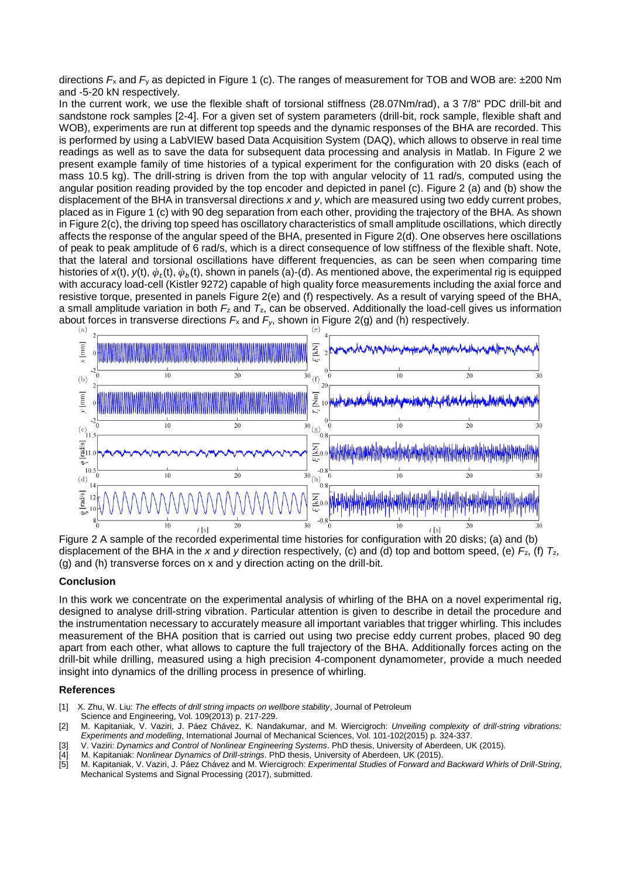directions $F_x$ and $F_y$ as depicted in Figure 1 (c). The ranges of measurement for TOB and WOB are: ±200 Nm and -5-20 kN respectively.

In the current work, we use the flexible shaft of torsional stiffness (28.07Nm/rad), a 3 7/8" PDC drill-bit and sandstone rock samples [2-4]. For a given set of system parameters (drill-bit, rock sample, flexible shaft and WOB), experiments are run at different top speeds and the dynamic responses of the BHA are recorded. This is performed by using a LabVIEW based Data Acquisition System (DAQ), which allows to observe in real time readings as well as to save the data for subsequent data processing and analysis in Matlab. In Figure 2 we present example family of time histories of a typical experiment for the configuration with 20 disks (each of mass 10.5 kg). The drill-string is driven from the top with angular velocity of 11 rad/s, computed using the angular position reading provided by the top encoder and depicted in panel (c). Figure 2 (a) and (b) show the displacement of the BHA in transversal directions *x* and *y*, which are measured using two eddy current probes, placed as in Figure 1 (c) with 90 deg separation from each other, providing the trajectory of the BHA. As shown in Figure 2(c), the driving top speed has oscillatory characteristics of small amplitude oscillations, which directly affects the response of the angular speed of the BHA, presented in Figure 2(d). One observes here oscillations of peak to peak amplitude of 6 rad/s, which is a direct consequence of low stiffness of the flexible shaft. Note, that the lateral and torsional oscillations have different frequencies, as can be seen when comparing time histories of $x(t)$, $y(t)$, $\dot{\varphi}_t(t)$, $\dot{\varphi}_b(t)$, shown in panels (a)-(d). As mentioned above, the experimental rig is equipped with accuracy load-cell (Kistler 9272) capable of high quality force measurements including the axial force and resistive torque, presented in panels Figure 2(e) and (f) respectively. As a result of varying speed of the BHA, a small amplitude variation in both $F_z$ and $T_z$, can be observed. Additionally the load-cell gives us information about forces in transverse directions $F_x$ and $F_y$, shown in Figure 2(g) and (h) respectively.

(a) x [mm] 2 0 -2 0 10 20 30
(b) y [mm] 2 0 -2 0 10 20 30
(c) $\dot{\varphi}_t$ [rad/s] 11.5 11.0 10.5 0 10 20 30
(d) $\dot{\varphi}_b$ [rad/s] 14 12 10 8 0 10 20 30 t [s]
(e) $F_z$ [kN] 4 2 0 0 10 20 30
(f) $T_z$ [Nm] 20 10 0 0 10 20 30
(g) $F_x$ [kN] 0.8 0.0 -0.8 0 10 20 30
(h) $F_y$ [kN] 0.8 0.0 -0.8 0 10 20 30 t [s]

Figure 2 A sample of the recorded experimental time histories for configuration with 20 disks; (a) and (b) displacement of the BHA in the *x* and *y* direction respectively, (c) and (d) top and bottom speed, (e) $F_z$, (f) $T_z$, (g) and (h) transverse forces on x and y direction acting on the drill-bit.

## Conclusion

In this work we concentrate on the experimental analysis of whirling of the BHA on a novel experimental rig, designed to analyse drill-string vibration. Particular attention is given to describe in detail the procedure and the instrumentation necessary to accurately measure all important variables that trigger whirling. This includes measurement of the BHA position that is carried out using two precise eddy current probes, placed 90 deg apart from each other, what allows to capture the full trajectory of the BHA. Additionally forces acting on the drill-bit while drilling, measured using a high precision 4-component dynamometer, provide a much needed insight into dynamics of the drilling process in presence of whirling.

## References

[1] X. Zhu, W. Liu: *The effects of drill string impacts on wellbore stability*, Journal of Petroleum Science and Engineering, Vol. 109(2013) p. 217-229.

[2] M. Kapitaniak, V. Vaziri, J. Páez Chávez, K. Nandakumar, and M. Wiercigroch: *Unveiling complexity of drill-string vibrations: Experiments and modelling*, International Journal of Mechanical Sciences, Vol. 101-102(2015) p. 324-337.

[3] V. Vaziri: *Dynamics and Control of Nonlinear Engineering Systems*. PhD thesis, University of Aberdeen, UK (2015).

[4] M. Kapitaniak: *Nonlinear Dynamics of Drill-strings*. PhD thesis, University of Aberdeen, UK (2015).

[5] M. Kapitaniak, V. Vaziri, J. Páez Chávez and M. Wiercigroch: *Experimental Studies of Forward and Backward Whirls of Drill-String*, Mechanical Systems and Signal Processing (2017), submitted.